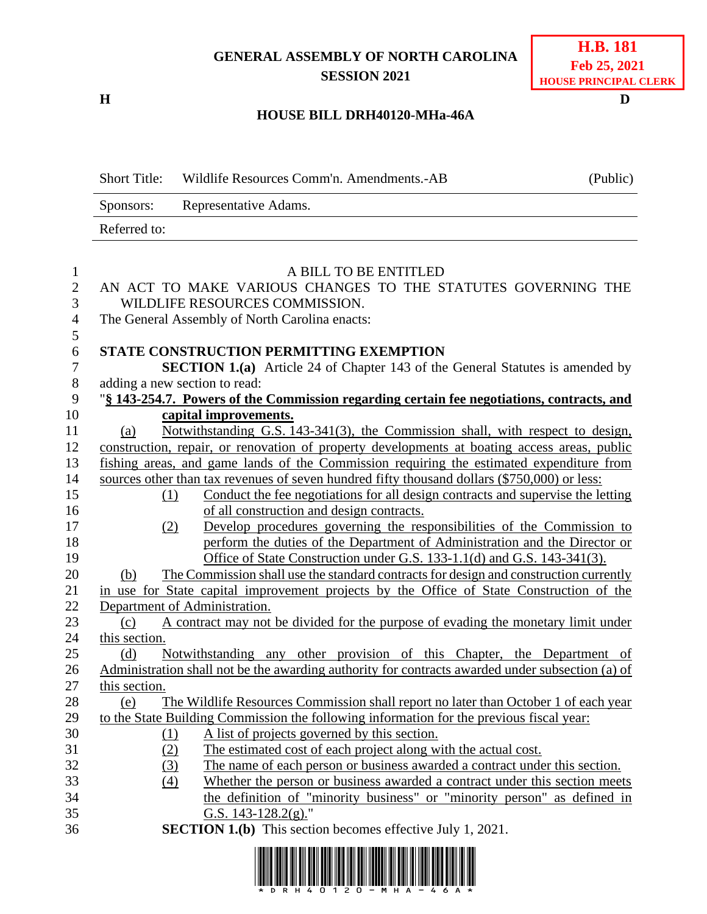GENERAL ASSEMBLY OF NORTH CAROLINA
SESSION 2021

**H.B. 181**
**Feb 25, 2021**
**HOUSE PRINCIPAL CLERK**

H D

**HOUSE BILL DRH40120-MHa-46A**

| Short Title: | Wildlife Resources Comm'n. Amendments.-AB | (Public) |
|---|---|---|
| Sponsors: | Representative Adams. | |
| Referred to: | | |

A BILL TO BE ENTITLED

AN ACT TO MAKE VARIOUS CHANGES TO THE STATUTES GOVERNING THE WILDLIFE RESOURCES COMMISSION.

The General Assembly of North Carolina enacts:

**STATE CONSTRUCTION PERMITTING EXEMPTION**

**SECTION 1.(a)** Article 24 of Chapter 143 of the General Statutes is amended by adding a new section to read:

"**§ 143-254.7. Powers of the Commission regarding certain fee negotiations, contracts, and capital improvements.**

(a) Notwithstanding G.S. 143-341(3), the Commission shall, with respect to design, construction, repair, or renovation of property developments at boating access areas, public fishing areas, and game lands of the Commission requiring the estimated expenditure from sources other than tax revenues of seven hundred fifty thousand dollars ($750,000) or less:

(1) Conduct the fee negotiations for all design contracts and supervise the letting of all construction and design contracts.

(2) Develop procedures governing the responsibilities of the Commission to perform the duties of the Department of Administration and the Director or Office of State Construction under G.S. 133-1.1(d) and G.S. 143-341(3).

(b) The Commission shall use the standard contracts for design and construction currently in use for State capital improvement projects by the Office of State Construction of the Department of Administration.

(c) A contract may not be divided for the purpose of evading the monetary limit under this section.

(d) Notwithstanding any other provision of this Chapter, the Department of Administration shall not be the awarding authority for contracts awarded under subsection (a) of this section.

(e) The Wildlife Resources Commission shall report no later than October 1 of each year to the State Building Commission the following information for the previous fiscal year:

(1) A list of projects governed by this section.

(2) The estimated cost of each project along with the actual cost.

(3) The name of each person or business awarded a contract under this section.

(4) Whether the person or business awarded a contract under this section meets the definition of "minority business" or "minority person" as defined in G.S. 143-128.2(g)."

**SECTION 1.(b)** This section becomes effective July 1, 2021.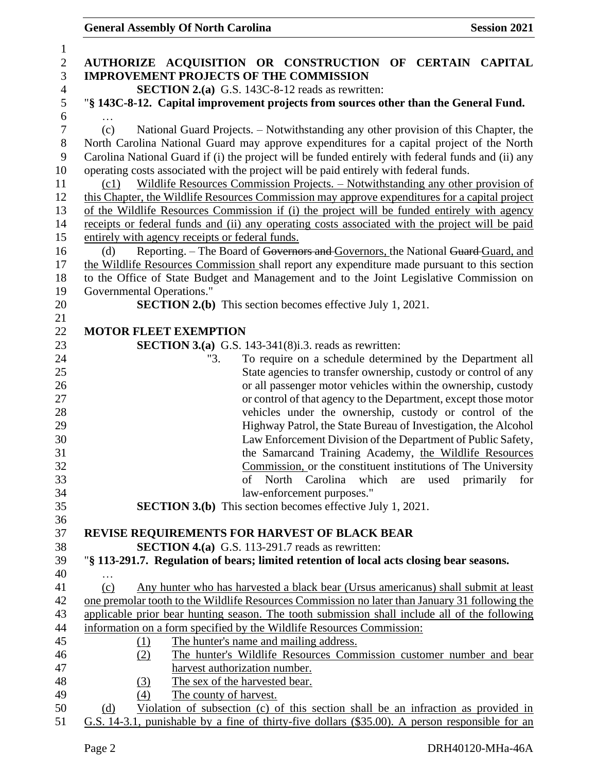**AUTHORIZE ACQUISITION OR CONSTRUCTION OF CERTAIN CAPITAL IMPROVEMENT PROJECTS OF THE COMMISSION**

**SECTION 2.(a)** G.S. 143C-8-12 reads as rewritten:

"**§ 143C-8-12. Capital improvement projects from sources other than the General Fund.**

…

(c) National Guard Projects. – Notwithstanding any other provision of this Chapter, the North Carolina National Guard may approve expenditures for a capital project of the North Carolina National Guard if (i) the project will be funded entirely with federal funds and (ii) any operating costs associated with the project will be paid entirely with federal funds.

<u>(c1) Wildlife Resources Commission Projects. – Notwithstanding any other provision of this Chapter, the Wildlife Resources Commission may approve expenditures for a capital project of the Wildlife Resources Commission if (i) the project will be funded entirely with agency receipts or federal funds and (ii) any operating costs associated with the project will be paid entirely with agency receipts or federal funds.</u>

(d) Reporting. – The Board of ~~Governors and~~ <u>Governors, the</u> National ~~Guard~~ <u>Guard, and the Wildlife Resources Commission</u> shall report any expenditure made pursuant to this section to the Office of State Budget and Management and to the Joint Legislative Commission on Governmental Operations."

**SECTION 2.(b)** This section becomes effective July 1, 2021.

**MOTOR FLEET EXEMPTION**

**SECTION 3.(a)** G.S. 143-341(8)i.3. reads as rewritten:

"3. To require on a schedule determined by the Department all State agencies to transfer ownership, custody or control of any or all passenger motor vehicles within the ownership, custody or control of that agency to the Department, except those motor vehicles under the ownership, custody or control of the Highway Patrol, the State Bureau of Investigation, the Alcohol Law Enforcement Division of the Department of Public Safety, the Samarcand Training Academy, <u>the Wildlife Resources Commission,</u> or the constituent institutions of The University of North Carolina which are used primarily for law-enforcement purposes."

**SECTION 3.(b)** This section becomes effective July 1, 2021.

**REVISE REQUIREMENTS FOR HARVEST OF BLACK BEAR**

**SECTION 4.(a)** G.S. 113-291.7 reads as rewritten:

"**§ 113-291.7. Regulation of bears; limited retention of local acts closing bear seasons.**

…

<u>(c) Any hunter who has harvested a black bear (Ursus americanus) shall submit at least one premolar tooth to the Wildlife Resources Commission no later than January 31 following the applicable prior bear hunting season. The tooth submission shall include all of the following information on a form specified by the Wildlife Resources Commission:</u>

<u>(1) The hunter's name and mailing address.</u>

<u>(2) The hunter's Wildlife Resources Commission customer number and bear harvest authorization number.</u>

<u>(3) The sex of the harvested bear.</u>

<u>(4) The county of harvest.</u>

<u>(d) Violation of subsection (c) of this section shall be an infraction as provided in G.S. 14-3.1, punishable by a fine of thirty-five dollars ($35.00). A person responsible for an</u>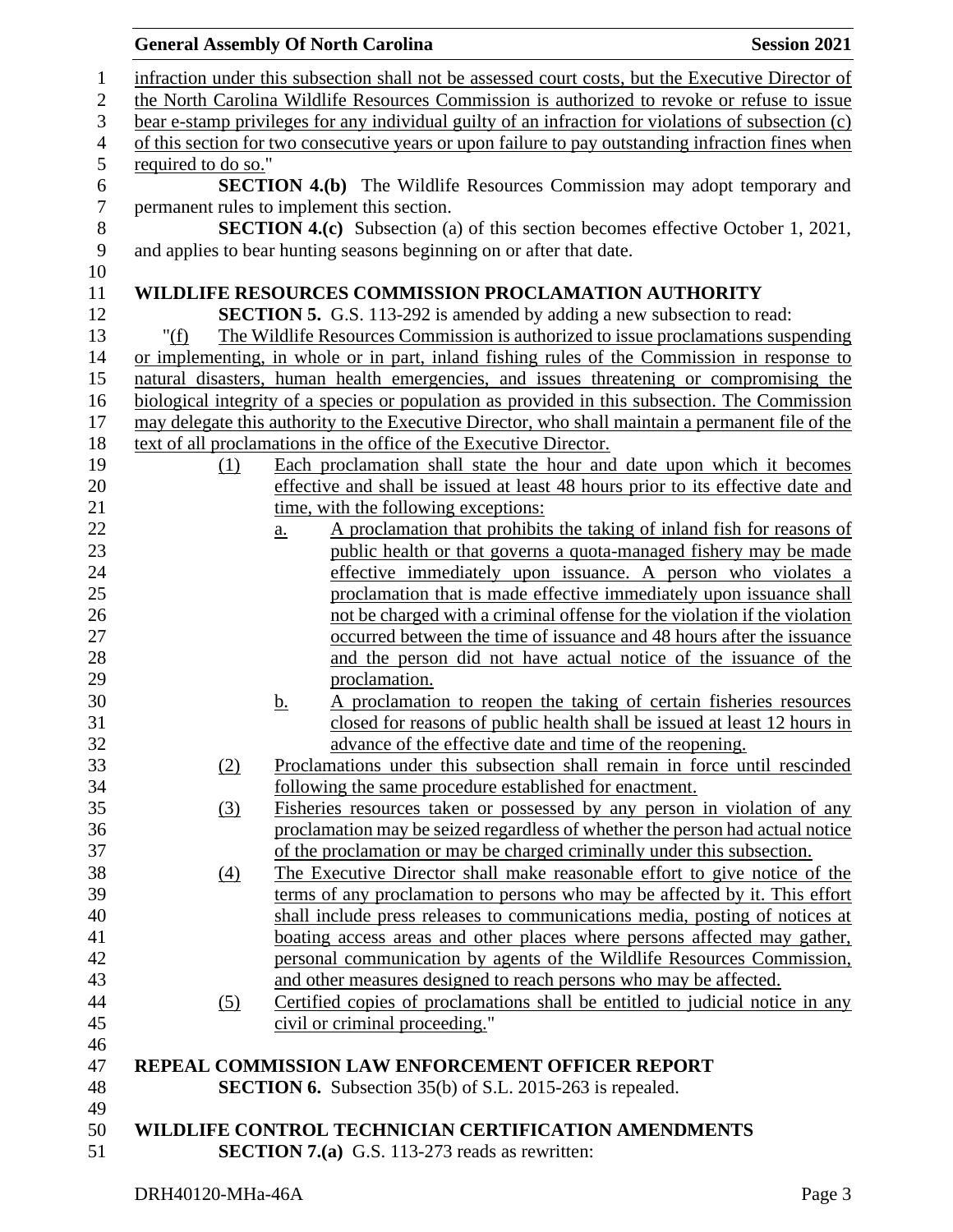infraction under this subsection shall not be assessed court costs, but the Executive Director of the North Carolina Wildlife Resources Commission is authorized to revoke or refuse to issue bear e-stamp privileges for any individual guilty of an infraction for violations of subsection (c) of this section for two consecutive years or upon failure to pay outstanding infraction fines when required to do so."

**SECTION 4.(b)** The Wildlife Resources Commission may adopt temporary and permanent rules to implement this section.

**SECTION 4.(c)** Subsection (a) of this section becomes effective October 1, 2021, and applies to bear hunting seasons beginning on or after that date.

## WILDLIFE RESOURCES COMMISSION PROCLAMATION AUTHORITY

**SECTION 5.** G.S. 113-292 is amended by adding a new subsection to read:

"(f) The Wildlife Resources Commission is authorized to issue proclamations suspending or implementing, in whole or in part, inland fishing rules of the Commission in response to natural disasters, human health emergencies, and issues threatening or compromising the biological integrity of a species or population as provided in this subsection. The Commission may delegate this authority to the Executive Director, who shall maintain a permanent file of the text of all proclamations in the office of the Executive Director.

(1) Each proclamation shall state the hour and date upon which it becomes effective and shall be issued at least 48 hours prior to its effective date and time, with the following exceptions:

a. A proclamation that prohibits the taking of inland fish for reasons of public health or that governs a quota-managed fishery may be made effective immediately upon issuance. A person who violates a proclamation that is made effective immediately upon issuance shall not be charged with a criminal offense for the violation if the violation occurred between the time of issuance and 48 hours after the issuance and the person did not have actual notice of the issuance of the proclamation.

b. A proclamation to reopen the taking of certain fisheries resources closed for reasons of public health shall be issued at least 12 hours in advance of the effective date and time of the reopening.

(2) Proclamations under this subsection shall remain in force until rescinded following the same procedure established for enactment.

(3) Fisheries resources taken or possessed by any person in violation of any proclamation may be seized regardless of whether the person had actual notice of the proclamation or may be charged criminally under this subsection.

(4) The Executive Director shall make reasonable effort to give notice of the terms of any proclamation to persons who may be affected by it. This effort shall include press releases to communications media, posting of notices at boating access areas and other places where persons affected may gather, personal communication by agents of the Wildlife Resources Commission, and other measures designed to reach persons who may be affected.

(5) Certified copies of proclamations shall be entitled to judicial notice in any civil or criminal proceeding."

## REPEAL COMMISSION LAW ENFORCEMENT OFFICER REPORT

**SECTION 6.** Subsection 35(b) of S.L. 2015-263 is repealed.

## WILDLIFE CONTROL TECHNICIAN CERTIFICATION AMENDMENTS

**SECTION 7.(a)** G.S. 113-273 reads as rewritten: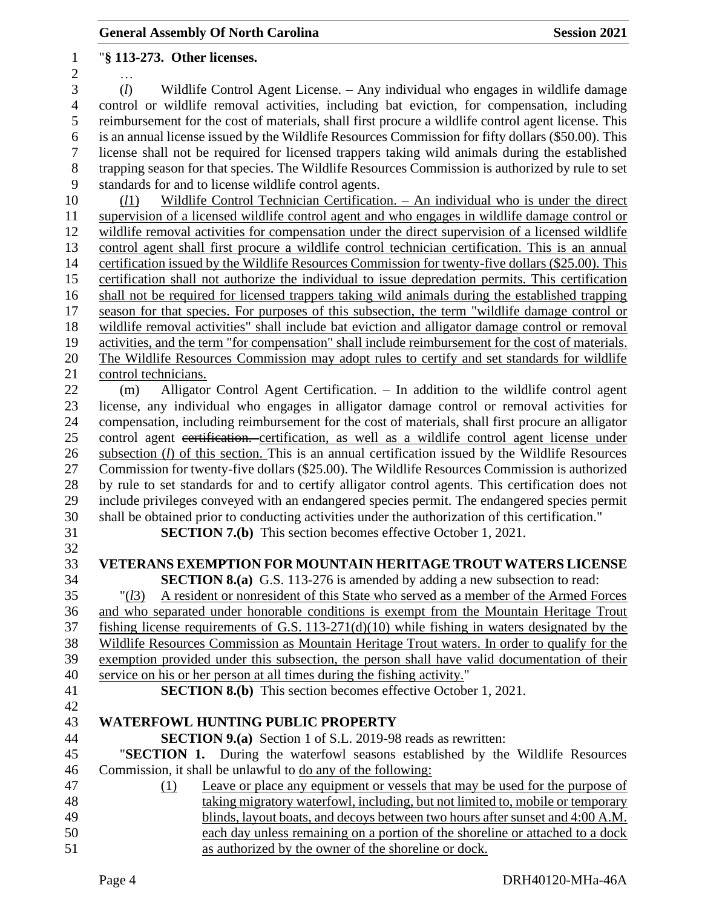"**§ 113-273. Other licenses.**

…

(*l*) Wildlife Control Agent License. – Any individual who engages in wildlife damage control or wildlife removal activities, including bat eviction, for compensation, including reimbursement for the cost of materials, shall first procure a wildlife control agent license. This is an annual license issued by the Wildlife Resources Commission for fifty dollars ($50.00). This license shall not be required for licensed trappers taking wild animals during the established trapping season for that species. The Wildlife Resources Commission is authorized by rule to set standards for and to license wildlife control agents.

(*l*1) Wildlife Control Technician Certification. – An individual who is under the direct supervision of a licensed wildlife control agent and who engages in wildlife damage control or wildlife removal activities for compensation under the direct supervision of a licensed wildlife control agent shall first procure a wildlife control technician certification. This is an annual certification issued by the Wildlife Resources Commission for twenty-five dollars ($25.00). This certification shall not authorize the individual to issue depredation permits. This certification shall not be required for licensed trappers taking wild animals during the established trapping season for that species. For purposes of this subsection, the term "wildlife damage control or wildlife removal activities" shall include bat eviction and alligator damage control or removal activities, and the term "for compensation" shall include reimbursement for the cost of materials. The Wildlife Resources Commission may adopt rules to certify and set standards for wildlife control technicians.

(m) Alligator Control Agent Certification. – In addition to the wildlife control agent license, any individual who engages in alligator damage control or removal activities for compensation, including reimbursement for the cost of materials, shall first procure an alligator control agent ~~certification.~~ certification, as well as a wildlife control agent license under subsection (*l*) of this section. This is an annual certification issued by the Wildlife Resources Commission for twenty-five dollars ($25.00). The Wildlife Resources Commission is authorized by rule to set standards for and to certify alligator control agents. This certification does not include privileges conveyed with an endangered species permit. The endangered species permit shall be obtained prior to conducting activities under the authorization of this certification."

**SECTION 7.(b)** This section becomes effective October 1, 2021.

**VETERANS EXEMPTION FOR MOUNTAIN HERITAGE TROUT WATERS LICENSE**

**SECTION 8.(a)** G.S. 113-276 is amended by adding a new subsection to read:

"(*l*3) A resident or nonresident of this State who served as a member of the Armed Forces and who separated under honorable conditions is exempt from the Mountain Heritage Trout fishing license requirements of G.S. 113-271(d)(10) while fishing in waters designated by the Wildlife Resources Commission as Mountain Heritage Trout waters. In order to qualify for the exemption provided under this subsection, the person shall have valid documentation of their service on his or her person at all times during the fishing activity."

**SECTION 8.(b)** This section becomes effective October 1, 2021.

**WATERFOWL HUNTING PUBLIC PROPERTY**

**SECTION 9.(a)** Section 1 of S.L. 2019-98 reads as rewritten:

"**SECTION 1.** During the waterfowl seasons established by the Wildlife Resources Commission, it shall be unlawful to do any of the following:

(1) Leave or place any equipment or vessels that may be used for the purpose of taking migratory waterfowl, including, but not limited to, mobile or temporary blinds, layout boats, and decoys between two hours after sunset and 4:00 A.M. each day unless remaining on a portion of the shoreline or attached to a dock as authorized by the owner of the shoreline or dock.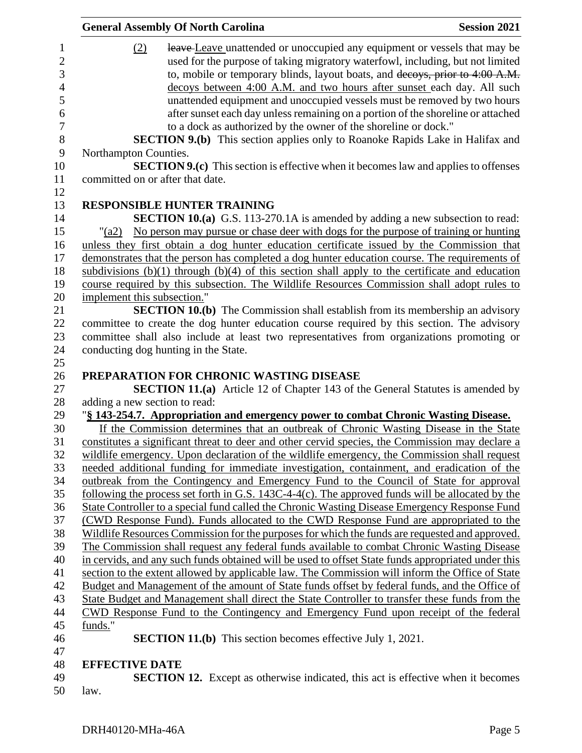(2) ~~leave~~ Leave unattended or unoccupied any equipment or vessels that may be used for the purpose of taking migratory waterfowl, including, but not limited to, mobile or temporary blinds, layout boats, and ~~decoys, prior to 4:00 A.M.~~ decoys between 4:00 A.M. and two hours after sunset each day. All such unattended equipment and unoccupied vessels must be removed by two hours after sunset each day unless remaining on a portion of the shoreline or attached to a dock as authorized by the owner of the shoreline or dock."

**SECTION 9.(b)** This section applies only to Roanoke Rapids Lake in Halifax and Northampton Counties.

**SECTION 9.(c)** This section is effective when it becomes law and applies to offenses committed on or after that date.

**RESPONSIBLE HUNTER TRAINING**

**SECTION 10.(a)** G.S. 113-270.1A is amended by adding a new subsection to read:

"(a2) No person may pursue or chase deer with dogs for the purpose of training or hunting unless they first obtain a dog hunter education certificate issued by the Commission that demonstrates that the person has completed a dog hunter education course. The requirements of subdivisions (b)(1) through (b)(4) of this section shall apply to the certificate and education course required by this subsection. The Wildlife Resources Commission shall adopt rules to implement this subsection."

**SECTION 10.(b)** The Commission shall establish from its membership an advisory committee to create the dog hunter education course required by this section. The advisory committee shall also include at least two representatives from organizations promoting or conducting dog hunting in the State.

**PREPARATION FOR CHRONIC WASTING DISEASE**

**SECTION 11.(a)** Article 12 of Chapter 143 of the General Statutes is amended by adding a new section to read:

"**§ 143-254.7. Appropriation and emergency power to combat Chronic Wasting Disease.**

If the Commission determines that an outbreak of Chronic Wasting Disease in the State constitutes a significant threat to deer and other cervid species, the Commission may declare a wildlife emergency. Upon declaration of the wildlife emergency, the Commission shall request needed additional funding for immediate investigation, containment, and eradication of the outbreak from the Contingency and Emergency Fund to the Council of State for approval following the process set forth in G.S. 143C-4-4(c). The approved funds will be allocated by the State Controller to a special fund called the Chronic Wasting Disease Emergency Response Fund (CWD Response Fund). Funds allocated to the CWD Response Fund are appropriated to the Wildlife Resources Commission for the purposes for which the funds are requested and approved. The Commission shall request any federal funds available to combat Chronic Wasting Disease in cervids, and any such funds obtained will be used to offset State funds appropriated under this section to the extent allowed by applicable law. The Commission will inform the Office of State Budget and Management of the amount of State funds offset by federal funds, and the Office of State Budget and Management shall direct the State Controller to transfer these funds from the CWD Response Fund to the Contingency and Emergency Fund upon receipt of the federal funds."

**SECTION 11.(b)** This section becomes effective July 1, 2021.

**EFFECTIVE DATE**

**SECTION 12.** Except as otherwise indicated, this act is effective when it becomes law.